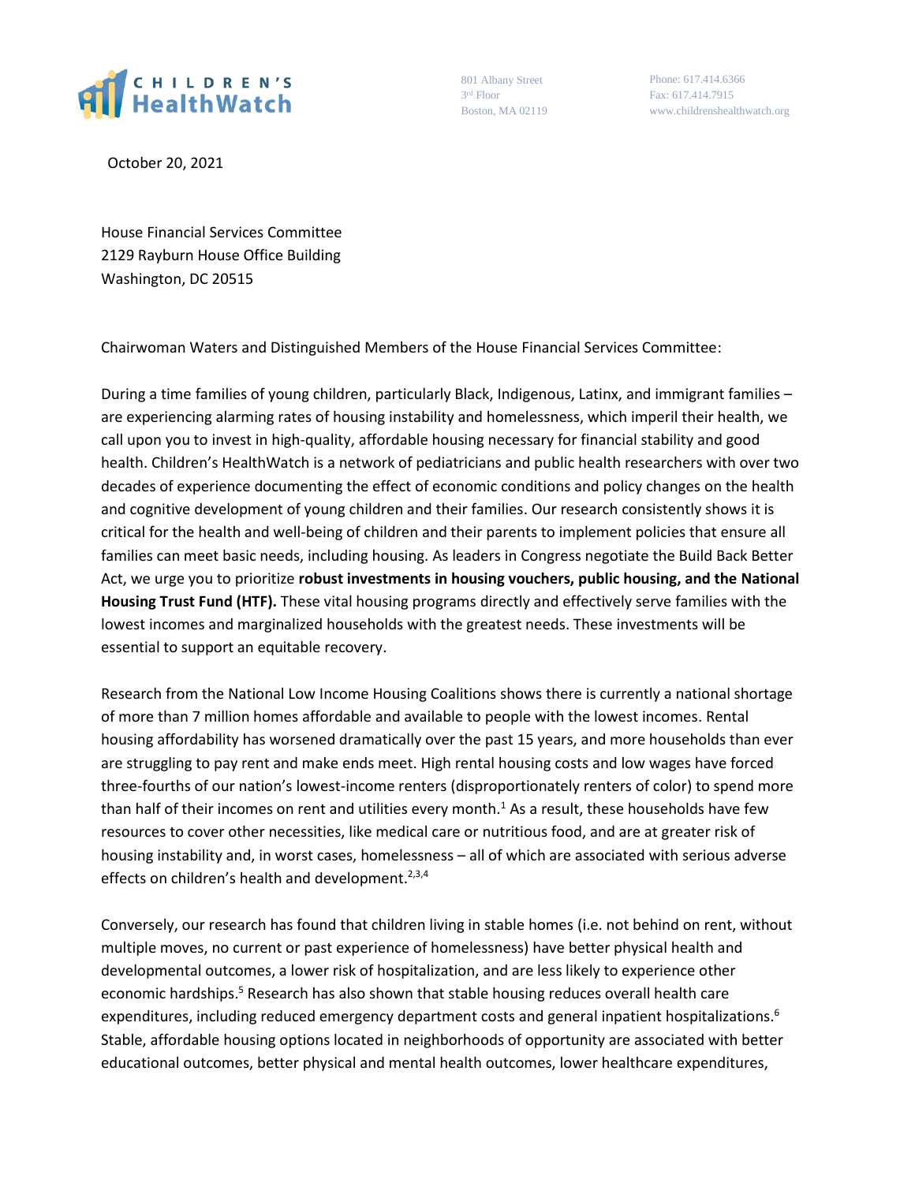CHILDREN'S HealthWatch

801 Albany Street
3rd Floor
Boston, MA 02119

Phone: 617.414.6366
Fax: 617.414.7915
www.childrenshealthwatch.org

October 20, 2021

House Financial Services Committee
2129 Rayburn House Office Building
Washington, DC 20515

Chairwoman Waters and Distinguished Members of the House Financial Services Committee:

During a time families of young children, particularly Black, Indigenous, Latinx, and immigrant families – are experiencing alarming rates of housing instability and homelessness, which imperil their health, we call upon you to invest in high-quality, affordable housing necessary for financial stability and good health. Children's HealthWatch is a network of pediatricians and public health researchers with over two decades of experience documenting the effect of economic conditions and policy changes on the health and cognitive development of young children and their families. Our research consistently shows it is critical for the health and well-being of children and their parents to implement policies that ensure all families can meet basic needs, including housing. As leaders in Congress negotiate the Build Back Better Act, we urge you to prioritize **robust investments in housing vouchers, public housing, and the National Housing Trust Fund (HTF).** These vital housing programs directly and effectively serve families with the lowest incomes and marginalized households with the greatest needs. These investments will be essential to support an equitable recovery.

Research from the National Low Income Housing Coalitions shows there is currently a national shortage of more than 7 million homes affordable and available to people with the lowest incomes. Rental housing affordability has worsened dramatically over the past 15 years, and more households than ever are struggling to pay rent and make ends meet. High rental housing costs and low wages have forced three-fourths of our nation's lowest-income renters (disproportionately renters of color) to spend more than half of their incomes on rent and utilities every month.[1] As a result, these households have few resources to cover other necessities, like medical care or nutritious food, and are at greater risk of housing instability and, in worst cases, homelessness – all of which are associated with serious adverse effects on children's health and development.[2,3,4]

Conversely, our research has found that children living in stable homes (i.e. not behind on rent, without multiple moves, no current or past experience of homelessness) have better physical health and developmental outcomes, a lower risk of hospitalization, and are less likely to experience other economic hardships.[5] Research has also shown that stable housing reduces overall health care expenditures, including reduced emergency department costs and general inpatient hospitalizations.[6] Stable, affordable housing options located in neighborhoods of opportunity are associated with better educational outcomes, better physical and mental health outcomes, lower healthcare expenditures,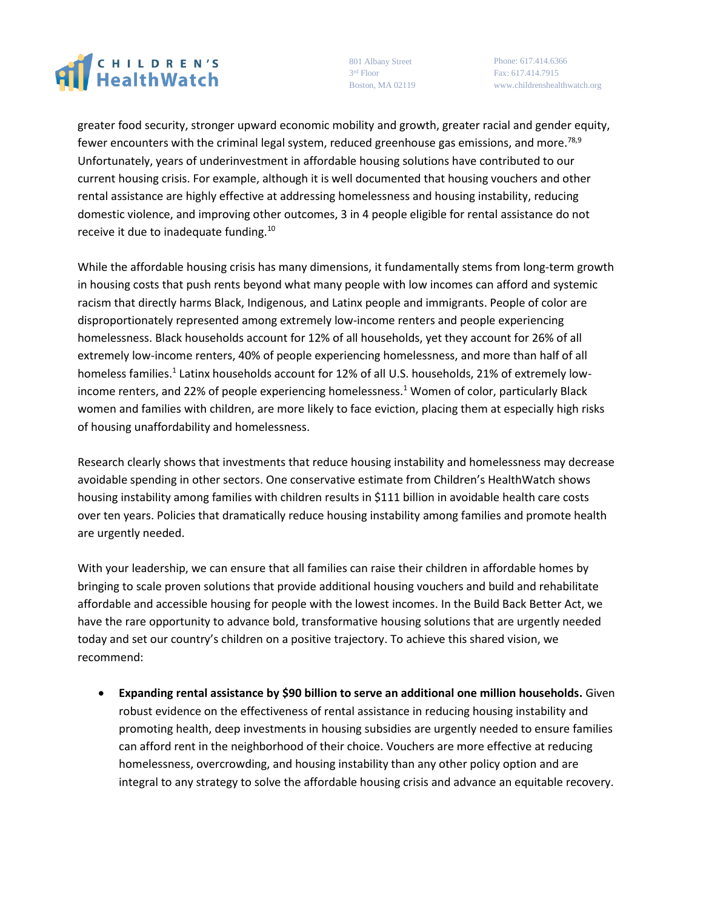greater food security, stronger upward economic mobility and growth, greater racial and gender equity, fewer encounters with the criminal legal system, reduced greenhouse gas emissions, and more.[78,9] Unfortunately, years of underinvestment in affordable housing solutions have contributed to our current housing crisis. For example, although it is well documented that housing vouchers and other rental assistance are highly effective at addressing homelessness and housing instability, reducing domestic violence, and improving other outcomes, 3 in 4 people eligible for rental assistance do not receive it due to inadequate funding.[10]

While the affordable housing crisis has many dimensions, it fundamentally stems from long-term growth in housing costs that push rents beyond what many people with low incomes can afford and systemic racism that directly harms Black, Indigenous, and Latinx people and immigrants. People of color are disproportionately represented among extremely low-income renters and people experiencing homelessness. Black households account for 12% of all households, yet they account for 26% of all extremely low-income renters, 40% of people experiencing homelessness, and more than half of all homeless families.[1] Latinx households account for 12% of all U.S. households, 21% of extremely low-income renters, and 22% of people experiencing homelessness.[1] Women of color, particularly Black women and families with children, are more likely to face eviction, placing them at especially high risks of housing unaffordability and homelessness.

Research clearly shows that investments that reduce housing instability and homelessness may decrease avoidable spending in other sectors. One conservative estimate from Children's HealthWatch shows housing instability among families with children results in $111 billion in avoidable health care costs over ten years. Policies that dramatically reduce housing instability among families and promote health are urgently needed.

With your leadership, we can ensure that all families can raise their children in affordable homes by bringing to scale proven solutions that provide additional housing vouchers and build and rehabilitate affordable and accessible housing for people with the lowest incomes. In the Build Back Better Act, we have the rare opportunity to advance bold, transformative housing solutions that are urgently needed today and set our country's children on a positive trajectory. To achieve this shared vision, we recommend:

- **Expanding rental assistance by $90 billion to serve an additional one million households.** Given robust evidence on the effectiveness of rental assistance in reducing housing instability and promoting health, deep investments in housing subsidies are urgently needed to ensure families can afford rent in the neighborhood of their choice. Vouchers are more effective at reducing homelessness, overcrowding, and housing instability than any other policy option and are integral to any strategy to solve the affordable housing crisis and advance an equitable recovery.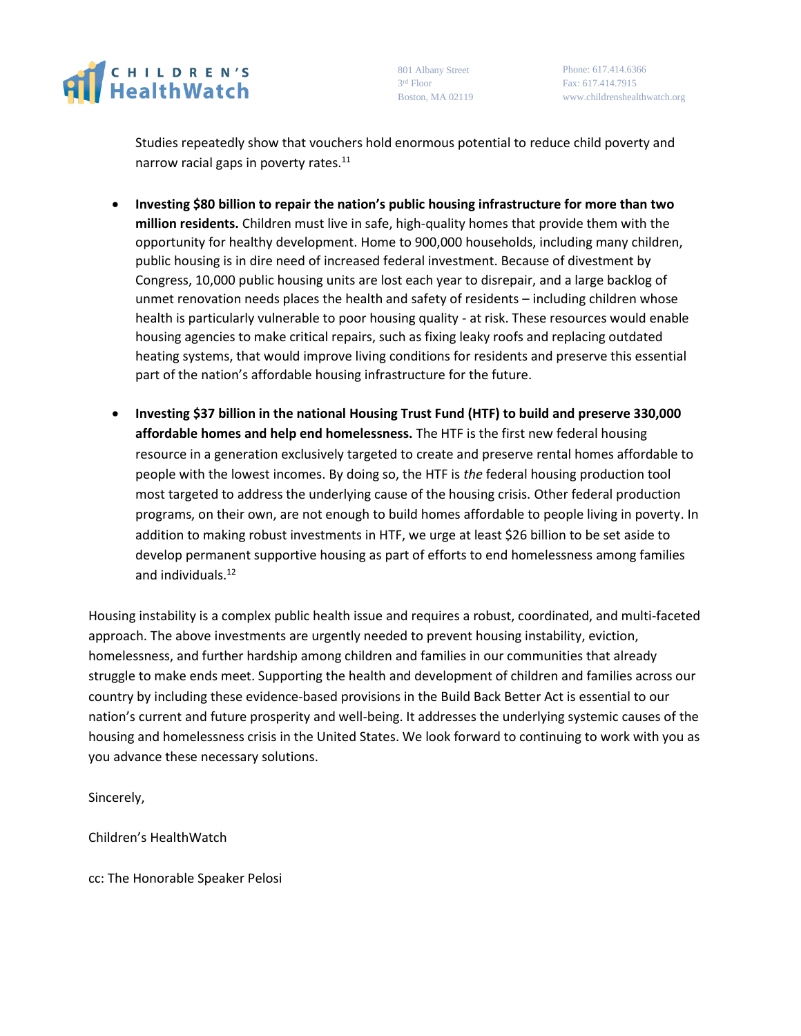Studies repeatedly show that vouchers hold enormous potential to reduce child poverty and narrow racial gaps in poverty rates.[11]

- **Investing $80 billion to repair the nation's public housing infrastructure for more than two million residents.** Children must live in safe, high-quality homes that provide them with the opportunity for healthy development. Home to 900,000 households, including many children, public housing is in dire need of increased federal investment. Because of divestment by Congress, 10,000 public housing units are lost each year to disrepair, and a large backlog of unmet renovation needs places the health and safety of residents – including children whose health is particularly vulnerable to poor housing quality - at risk. These resources would enable housing agencies to make critical repairs, such as fixing leaky roofs and replacing outdated heating systems, that would improve living conditions for residents and preserve this essential part of the nation's affordable housing infrastructure for the future.

- **Investing $37 billion in the national Housing Trust Fund (HTF) to build and preserve 330,000 affordable homes and help end homelessness.** The HTF is the first new federal housing resource in a generation exclusively targeted to create and preserve rental homes affordable to people with the lowest incomes. By doing so, the HTF is *the* federal housing production tool most targeted to address the underlying cause of the housing crisis. Other federal production programs, on their own, are not enough to build homes affordable to people living in poverty. In addition to making robust investments in HTF, we urge at least $26 billion to be set aside to develop permanent supportive housing as part of efforts to end homelessness among families and individuals.[12]

Housing instability is a complex public health issue and requires a robust, coordinated, and multi-faceted approach. The above investments are urgently needed to prevent housing instability, eviction, homelessness, and further hardship among children and families in our communities that already struggle to make ends meet. Supporting the health and development of children and families across our country by including these evidence-based provisions in the Build Back Better Act is essential to our nation's current and future prosperity and well-being. It addresses the underlying systemic causes of the housing and homelessness crisis in the United States. We look forward to continuing to work with you as you advance these necessary solutions.

Sincerely,

Children's HealthWatch

cc: The Honorable Speaker Pelosi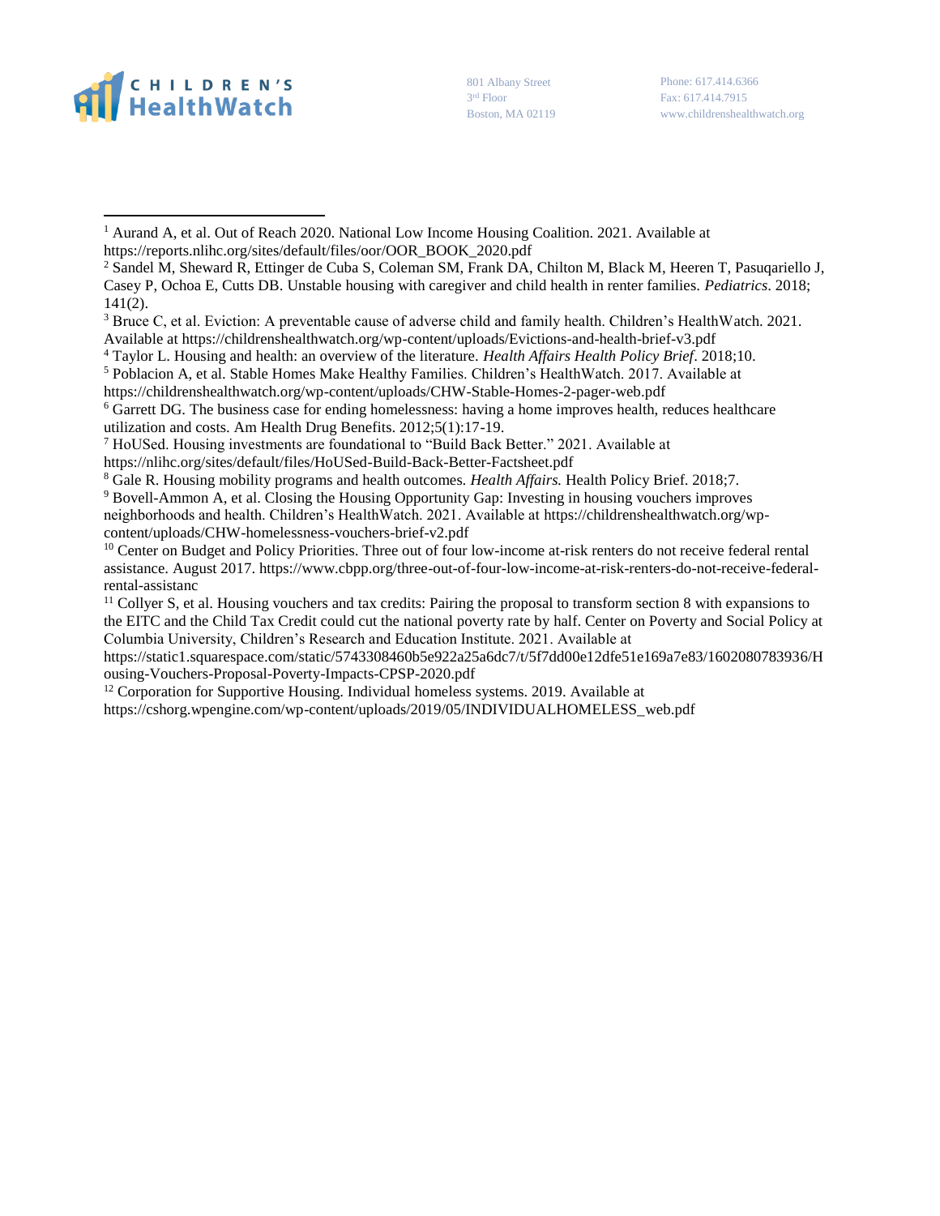CHILDREN'S HealthWatch

801 Albany Street
3rd Floor
Boston, MA 02119

Phone: 617.414.6366
Fax: 617.414.7915
www.childrenshealthwatch.org

---

[1] Aurand A, et al. Out of Reach 2020. National Low Income Housing Coalition. 2021. Available at https://reports.nlihc.org/sites/default/files/oor/OOR_BOOK_2020.pdf

[2] Sandel M, Sheward R, Ettinger de Cuba S, Coleman SM, Frank DA, Chilton M, Black M, Heeren T, Pasuqariello J, Casey P, Ochoa E, Cutts DB. Unstable housing with caregiver and child health in renter families. *Pediatrics*. 2018; 141(2).

[3] Bruce C, et al. Eviction: A preventable cause of adverse child and family health. Children's HealthWatch. 2021. Available at https://childrenshealthwatch.org/wp-content/uploads/Evictions-and-health-brief-v3.pdf

[4] Taylor L. Housing and health: an overview of the literature. *Health Affairs Health Policy Brief*. 2018;10.

[5] Poblacion A, et al. Stable Homes Make Healthy Families. Children's HealthWatch. 2017. Available at https://childrenshealthwatch.org/wp-content/uploads/CHW-Stable-Homes-2-pager-web.pdf

[6] Garrett DG. The business case for ending homelessness: having a home improves health, reduces healthcare utilization and costs. Am Health Drug Benefits. 2012;5(1):17-19.

[7] HoUSed. Housing investments are foundational to "Build Back Better." 2021. Available at https://nlihc.org/sites/default/files/HoUSed-Build-Back-Better-Factsheet.pdf

[8] Gale R. Housing mobility programs and health outcomes. *Health Affairs.* Health Policy Brief. 2018;7.

[9] Bovell-Ammon A, et al. Closing the Housing Opportunity Gap: Investing in housing vouchers improves neighborhoods and health. Children's HealthWatch. 2021. Available at https://childrenshealthwatch.org/wp-content/uploads/CHW-homelessness-vouchers-brief-v2.pdf

[10] Center on Budget and Policy Priorities. Three out of four low-income at-risk renters do not receive federal rental assistance. August 2017. https://www.cbpp.org/three-out-of-four-low-income-at-risk-renters-do-not-receive-federal-rental-assistanc

[11] Collyer S, et al. Housing vouchers and tax credits: Pairing the proposal to transform section 8 with expansions to the EITC and the Child Tax Credit could cut the national poverty rate by half. Center on Poverty and Social Policy at Columbia University, Children's Research and Education Institute. 2021. Available at https://static1.squarespace.com/static/5743308460b5e922a25a6dc7/t/5f7dd00e12dfe51e169a7e83/1602080783936/Housing-Vouchers-Proposal-Poverty-Impacts-CPSP-2020.pdf

[12] Corporation for Supportive Housing. Individual homeless systems. 2019. Available at https://cshorg.wpengine.com/wp-content/uploads/2019/05/INDIVIDUALHOMELESS_web.pdf